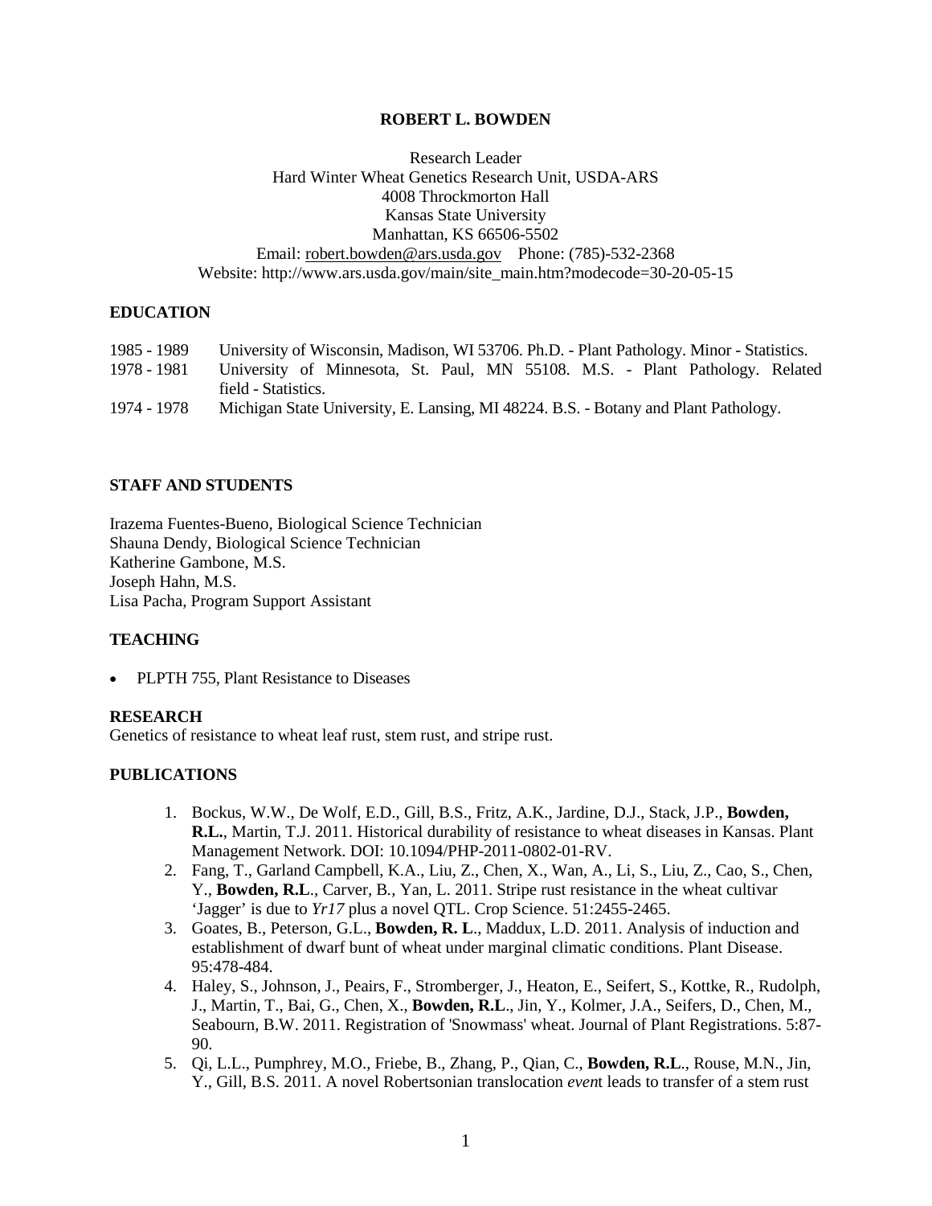# ROBERT L. BOWDEN

Research Leader
Hard Winter Wheat Genetics Research Unit, USDA-ARS
4008 Throckmorton Hall
Kansas State University
Manhattan, KS 66506-5502
Email: robert.bowden@ars.usda.gov Phone: (785)-532-2368
Website: http://www.ars.usda.gov/main/site_main.htm?modecode=30-20-05-15

## EDUCATION

1985 - 1989 University of Wisconsin, Madison, WI 53706. Ph.D. - Plant Pathology. Minor - Statistics.
1978 - 1981 University of Minnesota, St. Paul, MN 55108. M.S. - Plant Pathology. Related field - Statistics.
1974 - 1978 Michigan State University, E. Lansing, MI 48224. B.S. - Botany and Plant Pathology.

## STAFF AND STUDENTS

Irazema Fuentes-Bueno, Biological Science Technician
Shauna Dendy, Biological Science Technician
Katherine Gambone, M.S.
Joseph Hahn, M.S.
Lisa Pacha, Program Support Assistant

## TEACHING

- PLPTH 755, Plant Resistance to Diseases

## RESEARCH

Genetics of resistance to wheat leaf rust, stem rust, and stripe rust.

## PUBLICATIONS

1. Bockus, W.W., De Wolf, E.D., Gill, B.S., Fritz, A.K., Jardine, D.J., Stack, J.P., **Bowden, R.L.**, Martin, T.J. 2011. Historical durability of resistance to wheat diseases in Kansas. Plant Management Network. DOI: 10.1094/PHP-2011-0802-01-RV.
2. Fang, T., Garland Campbell, K.A., Liu, Z., Chen, X., Wan, A., Li, S., Liu, Z., Cao, S., Chen, Y., **Bowden, R.L**., Carver, B., Yan, L. 2011. Stripe rust resistance in the wheat cultivar 'Jagger' is due to *Yr17* plus a novel QTL. Crop Science. 51:2455-2465.
3. Goates, B., Peterson, G.L., **Bowden, R. L**., Maddux, L.D. 2011. Analysis of induction and establishment of dwarf bunt of wheat under marginal climatic conditions. Plant Disease. 95:478-484.
4. Haley, S., Johnson, J., Peairs, F., Stromberger, J., Heaton, E., Seifert, S., Kottke, R., Rudolph, J., Martin, T., Bai, G., Chen, X., **Bowden, R.L**., Jin, Y., Kolmer, J.A., Seifers, D., Chen, M., Seabourn, B.W. 2011. Registration of 'Snowmass' wheat. Journal of Plant Registrations. 5:87-90.
5. Qi, L.L., Pumphrey, M.O., Friebe, B., Zhang, P., Qian, C., **Bowden, R.L**., Rouse, M.N., Jin, Y., Gill, B.S. 2011. A novel Robertsonian translocation *even*t leads to transfer of a stem rust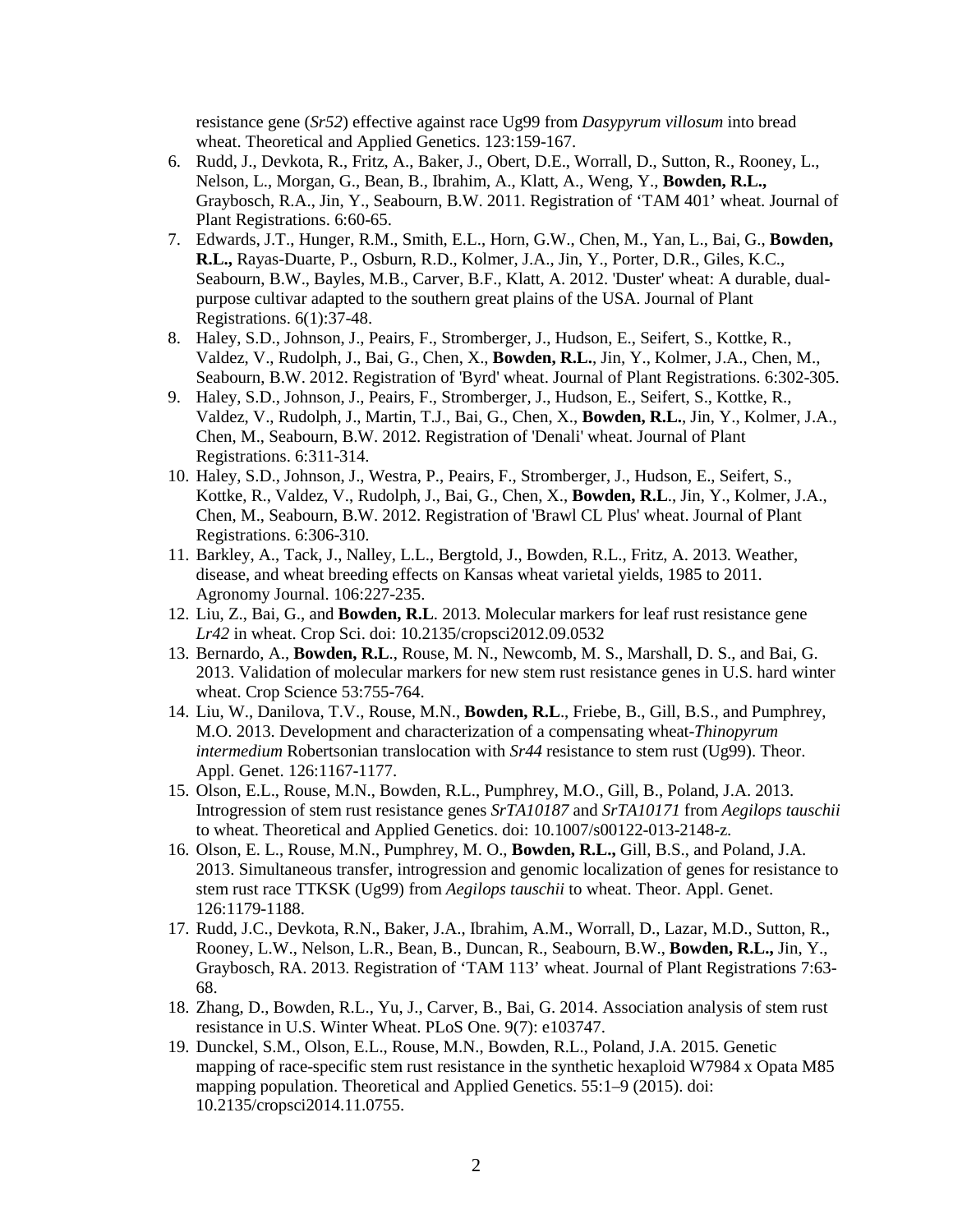resistance gene (*Sr52*) effective against race Ug99 from *Dasypyrum villosum* into bread wheat. Theoretical and Applied Genetics. 123:159-167.

6. Rudd, J., Devkota, R., Fritz, A., Baker, J., Obert, D.E., Worrall, D., Sutton, R., Rooney, L., Nelson, L., Morgan, G., Bean, B., Ibrahim, A., Klatt, A., Weng, Y., **Bowden, R.L.,** Graybosch, R.A., Jin, Y., Seabourn, B.W. 2011. Registration of 'TAM 401' wheat. Journal of Plant Registrations. 6:60-65.
7. Edwards, J.T., Hunger, R.M., Smith, E.L., Horn, G.W., Chen, M., Yan, L., Bai, G., **Bowden, R.L.,** Rayas-Duarte, P., Osburn, R.D., Kolmer, J.A., Jin, Y., Porter, D.R., Giles, K.C., Seabourn, B.W., Bayles, M.B., Carver, B.F., Klatt, A. 2012. 'Duster' wheat: A durable, dual-purpose cultivar adapted to the southern great plains of the USA. Journal of Plant Registrations. 6(1):37-48.
8. Haley, S.D., Johnson, J., Peairs, F., Stromberger, J., Hudson, E., Seifert, S., Kottke, R., Valdez, V., Rudolph, J., Bai, G., Chen, X., **Bowden, R.L.**, Jin, Y., Kolmer, J.A., Chen, M., Seabourn, B.W. 2012. Registration of 'Byrd' wheat. Journal of Plant Registrations. 6:302-305.
9. Haley, S.D., Johnson, J., Peairs, F., Stromberger, J., Hudson, E., Seifert, S., Kottke, R., Valdez, V., Rudolph, J., Martin, T.J., Bai, G., Chen, X., **Bowden, R.L.**, Jin, Y., Kolmer, J.A., Chen, M., Seabourn, B.W. 2012. Registration of 'Denali' wheat. Journal of Plant Registrations. 6:311-314.
10. Haley, S.D., Johnson, J., Westra, P., Peairs, F., Stromberger, J., Hudson, E., Seifert, S., Kottke, R., Valdez, V., Rudolph, J., Bai, G., Chen, X., **Bowden, R.L**., Jin, Y., Kolmer, J.A., Chen, M., Seabourn, B.W. 2012. Registration of 'Brawl CL Plus' wheat. Journal of Plant Registrations. 6:306-310.
11. Barkley, A., Tack, J., Nalley, L.L., Bergtold, J., Bowden, R.L., Fritz, A. 2013. Weather, disease, and wheat breeding effects on Kansas wheat varietal yields, 1985 to 2011. Agronomy Journal. 106:227-235.
12. Liu, Z., Bai, G., and **Bowden, R.L**. 2013. Molecular markers for leaf rust resistance gene *Lr42* in wheat. Crop Sci. doi: 10.2135/cropsci2012.09.0532
13. Bernardo, A., **Bowden, R.L**., Rouse, M. N., Newcomb, M. S., Marshall, D. S., and Bai, G. 2013. Validation of molecular markers for new stem rust resistance genes in U.S. hard winter wheat. Crop Science 53:755-764.
14. Liu, W., Danilova, T.V., Rouse, M.N., **Bowden, R.L**., Friebe, B., Gill, B.S., and Pumphrey, M.O. 2013. Development and characterization of a compensating wheat-*Thinopyrum intermedium* Robertsonian translocation with *Sr44* resistance to stem rust (Ug99). Theor. Appl. Genet. 126:1167-1177.
15. Olson, E.L., Rouse, M.N., Bowden, R.L., Pumphrey, M.O., Gill, B., Poland, J.A. 2013. Introgression of stem rust resistance genes *SrTA10187* and *SrTA10171* from *Aegilops tauschii* to wheat. Theoretical and Applied Genetics. doi: 10.1007/s00122-013-2148-z.
16. Olson, E. L., Rouse, M.N., Pumphrey, M. O., **Bowden, R.L.,** Gill, B.S., and Poland, J.A. 2013. Simultaneous transfer, introgression and genomic localization of genes for resistance to stem rust race TTKSK (Ug99) from *Aegilops tauschii* to wheat. Theor. Appl. Genet. 126:1179-1188.
17. Rudd, J.C., Devkota, R.N., Baker, J.A., Ibrahim, A.M., Worrall, D., Lazar, M.D., Sutton, R., Rooney, L.W., Nelson, L.R., Bean, B., Duncan, R., Seabourn, B.W., **Bowden, R.L.,** Jin, Y., Graybosch, RA. 2013. Registration of 'TAM 113' wheat. Journal of Plant Registrations 7:63-68.
18. Zhang, D., Bowden, R.L., Yu, J., Carver, B., Bai, G. 2014. Association analysis of stem rust resistance in U.S. Winter Wheat. PLoS One. 9(7): e103747.
19. Dunckel, S.M., Olson, E.L., Rouse, M.N., Bowden, R.L., Poland, J.A. 2015. Genetic mapping of race-specific stem rust resistance in the synthetic hexaploid W7984 x Opata M85 mapping population. Theoretical and Applied Genetics. 55:1–9 (2015). doi: 10.2135/cropsci2014.11.0755.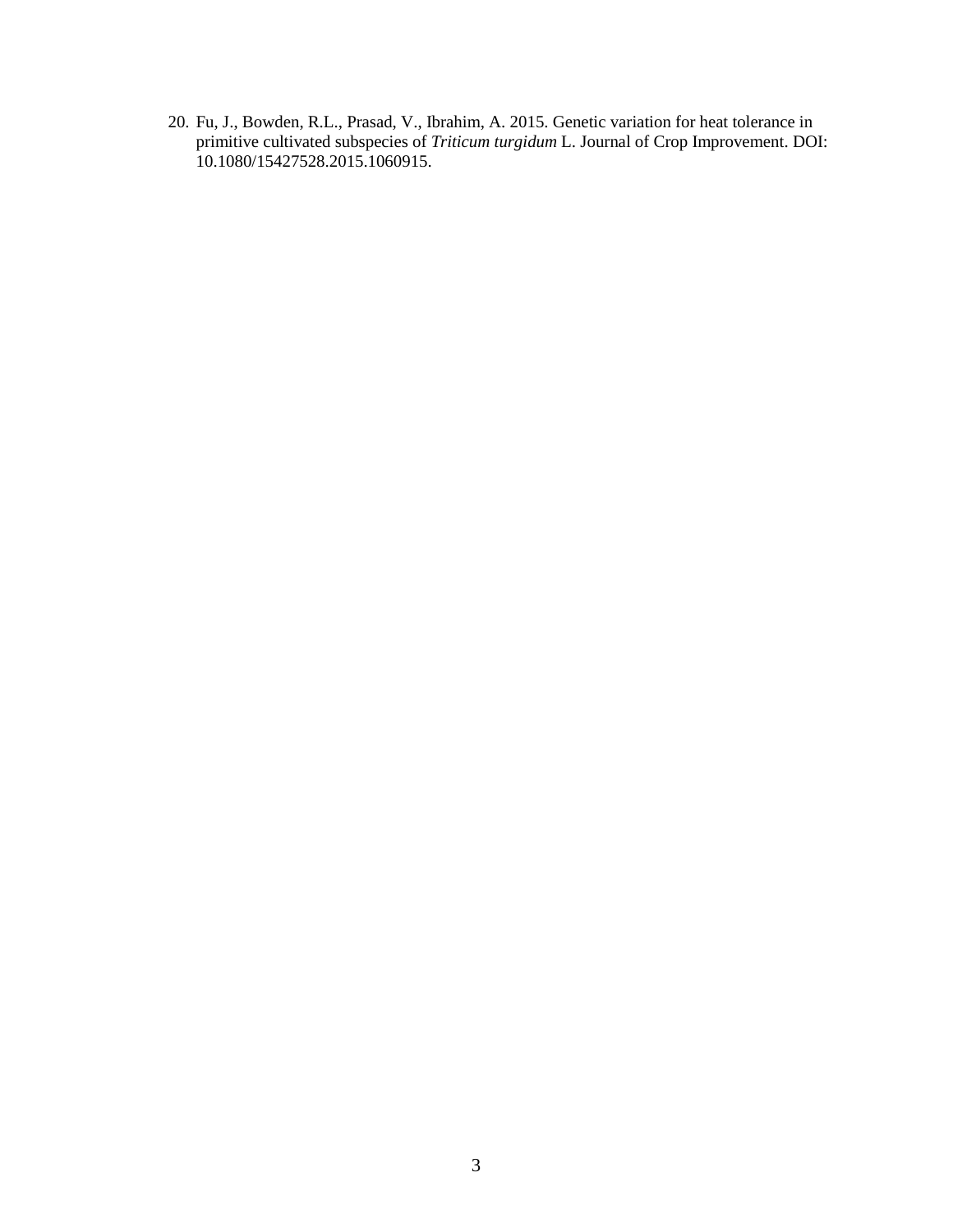20. Fu, J., Bowden, R.L., Prasad, V., Ibrahim, A. 2015. Genetic variation for heat tolerance in primitive cultivated subspecies of *Triticum turgidum* L. Journal of Crop Improvement. DOI: 10.1080/15427528.2015.1060915.